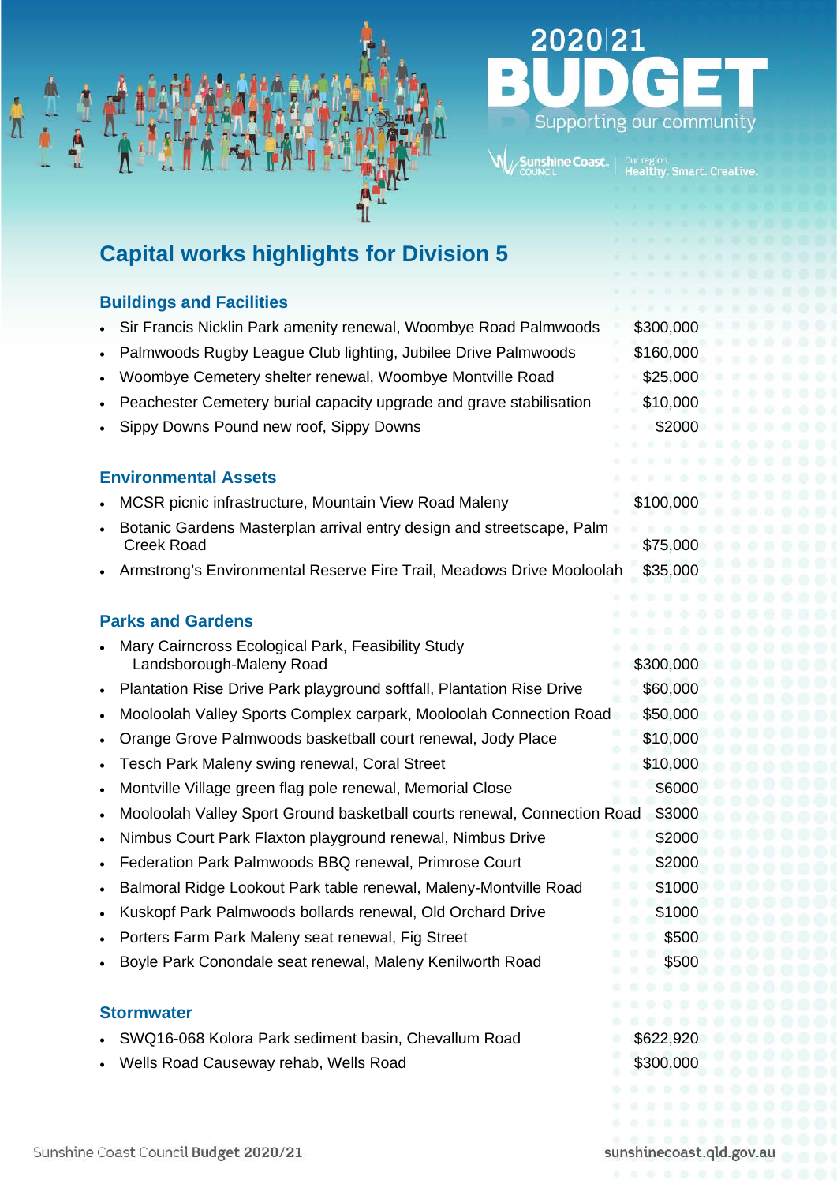2020|21

# BUDGET

Supporting our community

Sunshine Coast Council | Our region. Healthy. Smart. Creative.

## Capital works highlights for Division 5

### Buildings and Facilities

- Sir Francis Nicklin Park amenity renewal, Woombye Road Palmwoods — $300,000
- Palmwoods Rugby League Club lighting, Jubilee Drive Palmwoods — $160,000
- Woombye Cemetery shelter renewal, Woombye Montville Road — $25,000
- Peachester Cemetery burial capacity upgrade and grave stabilisation — $10,000
- Sippy Downs Pound new roof, Sippy Downs — $2000

### Environmental Assets

- MCSR picnic infrastructure, Mountain View Road Maleny — $100,000
- Botanic Gardens Masterplan arrival entry design and streetscape, Palm Creek Road — $75,000
- Armstrong's Environmental Reserve Fire Trail, Meadows Drive Mooloolah — $35,000

### Parks and Gardens

- Mary Cairncross Ecological Park, Feasibility Study Landsborough-Maleny Road — $300,000
- Plantation Rise Drive Park playground softfall, Plantation Rise Drive — $60,000
- Mooloolah Valley Sports Complex carpark, Mooloolah Connection Road — $50,000
- Orange Grove Palmwoods basketball court renewal, Jody Place — $10,000
- Tesch Park Maleny swing renewal, Coral Street — $10,000
- Montville Village green flag pole renewal, Memorial Close — $6000
- Mooloolah Valley Sport Ground basketball courts renewal, Connection Road — $3000
- Nimbus Court Park Flaxton playground renewal, Nimbus Drive — $2000
- Federation Park Palmwoods BBQ renewal, Primrose Court — $2000
- Balmoral Ridge Lookout Park table renewal, Maleny-Montville Road — $1000
- Kuskopf Park Palmwoods bollards renewal, Old Orchard Drive — $1000
- Porters Farm Park Maleny seat renewal, Fig Street — $500
- Boyle Park Conondale seat renewal, Maleny Kenilworth Road — $500

### Stormwater

- SWQ16-068 Kolora Park sediment basin, Chevallum Road — $622,920
- Wells Road Causeway rehab, Wells Road — $300,000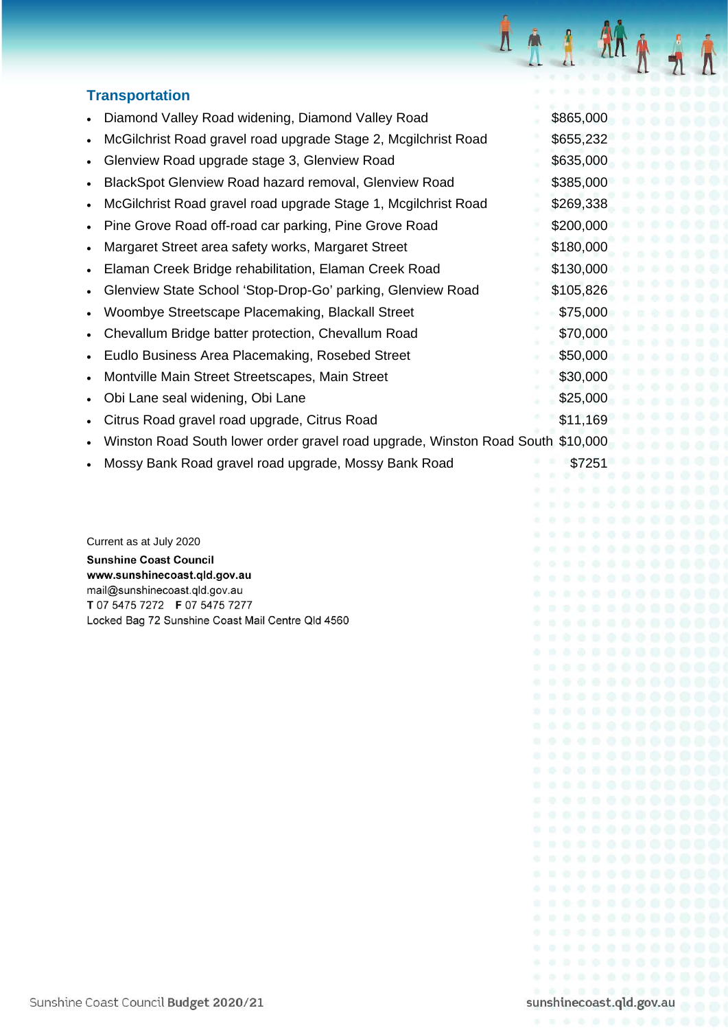## Transportation

- Diamond Valley Road widening, Diamond Valley Road $865,000
- McGilchrist Road gravel road upgrade Stage 2, Mcgilchrist Road $655,232
- Glenview Road upgrade stage 3, Glenview Road $635,000
- BlackSpot Glenview Road hazard removal, Glenview Road $385,000
- McGilchrist Road gravel road upgrade Stage 1, Mcgilchrist Road $269,338
- Pine Grove Road off-road car parking, Pine Grove Road $200,000
- Margaret Street area safety works, Margaret Street $180,000
- Elaman Creek Bridge rehabilitation, Elaman Creek Road $130,000
- Glenview State School 'Stop-Drop-Go' parking, Glenview Road $105,826
- Woombye Streetscape Placemaking, Blackall Street $75,000
- Chevallum Bridge batter protection, Chevallum Road $70,000
- Eudlo Business Area Placemaking, Rosebed Street $50,000
- Montville Main Street Streetscapes, Main Street $30,000
- Obi Lane seal widening, Obi Lane $25,000
- Citrus Road gravel road upgrade, Citrus Road $11,169
- Winston Road South lower order gravel road upgrade, Winston Road South $10,000
- Mossy Bank Road gravel road upgrade, Mossy Bank Road $7251

Current as at July 2020

**Sunshine Coast Council**
**www.sunshinecoast.qld.gov.au**
mail@sunshinecoast.qld.gov.au
**T** 07 5475 7272 **F** 07 5475 7277
Locked Bag 72 Sunshine Coast Mail Centre Qld 4560